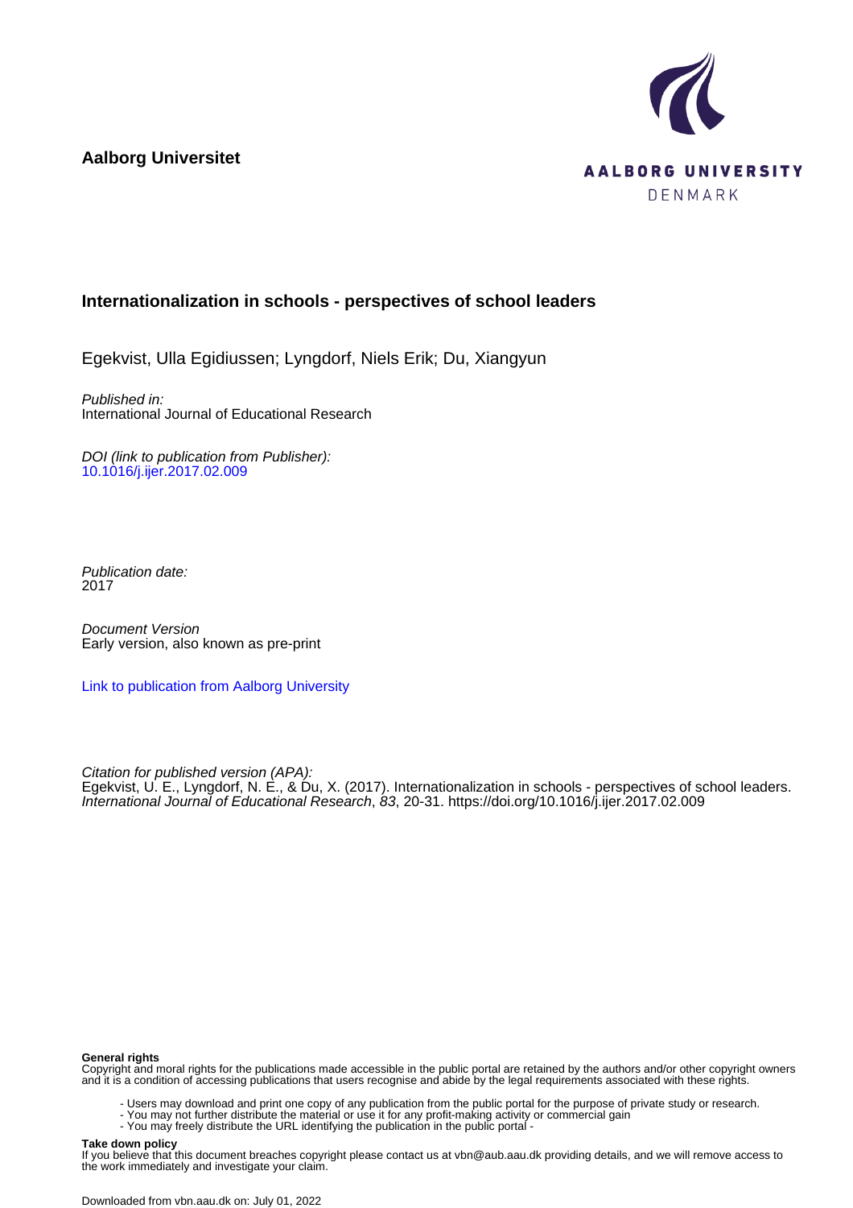**Aalborg Universitet**

**AALBORG UNIVERSITY**
DENMARK

## Internationalization in schools - perspectives of school leaders

Egekvist, Ulla Egidiussen; Lyngdorf, Niels Erik; Du, Xiangyun

*Published in:*
International Journal of Educational Research

*DOI (link to publication from Publisher):*
10.1016/j.ijer.2017.02.009

*Publication date:*
2017

*Document Version*
Early version, also known as pre-print

Link to publication from Aalborg University

*Citation for published version (APA):*
Egekvist, U. E., Lyngdorf, N. E., & Du, X. (2017). Internationalization in schools - perspectives of school leaders. *International Journal of Educational Research*, *83*, 20-31. https://doi.org/10.1016/j.ijer.2017.02.009

**General rights**
Copyright and moral rights for the publications made accessible in the public portal are retained by the authors and/or other copyright owners and it is a condition of accessing publications that users recognise and abide by the legal requirements associated with these rights.

- Users may download and print one copy of any publication from the public portal for the purpose of private study or research.
- You may not further distribute the material or use it for any profit-making activity or commercial gain
- You may freely distribute the URL identifying the publication in the public portal -

**Take down policy**
If you believe that this document breaches copyright please contact us at vbn@aub.aau.dk providing details, and we will remove access to the work immediately and investigate your claim.

Downloaded from vbn.aau.dk on: July 01, 2022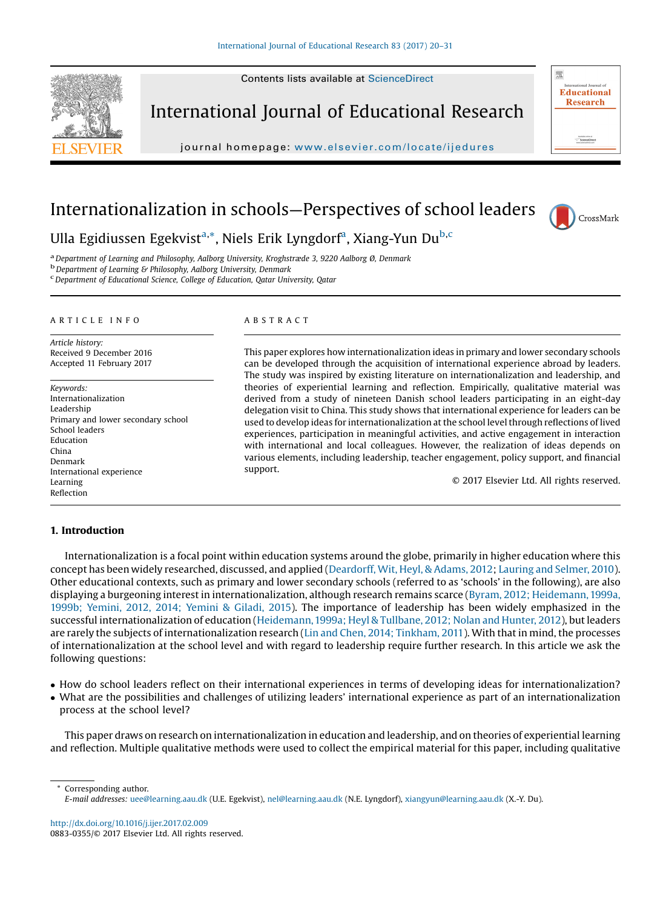# Internationalization in schools—Perspectives of school leaders

Ulla Egidiussen Egekvist[a,*], Niels Erik Lyngdorf[a], Xiang-Yun Du[b,c]

[a] Department of Learning and Philosophy, Aalborg University, Kroghstræde 3, 9220 Aalborg Ø, Denmark
[b] Department of Learning & Philosophy, Aalborg University, Denmark
[c] Department of Educational Science, College of Education, Qatar University, Qatar

## ARTICLE INFO

*Article history:*
Received 9 December 2016
Accepted 11 February 2017

*Keywords:*
Internationalization
Leadership
Primary and lower secondary school
School leaders
Education
China
Denmark
International experience
Learning
Reflection

## ABSTRACT

This paper explores how internationalization ideas in primary and lower secondary schools can be developed through the acquisition of international experience abroad by leaders. The study was inspired by existing literature on internationalization and leadership, and theories of experiential learning and reflection. Empirically, qualitative material was derived from a study of nineteen Danish school leaders participating in an eight-day delegation visit to China. This study shows that international experience for leaders can be used to develop ideas for internationalization at the school level through reflections of lived experiences, participation in meaningful activities, and active engagement in interaction with international and local colleagues. However, the realization of ideas depends on various elements, including leadership, teacher engagement, policy support, and financial support.

© 2017 Elsevier Ltd. All rights reserved.

## 1. Introduction

Internationalization is a focal point within education systems around the globe, primarily in higher education where this concept has been widely researched, discussed, and applied (Deardorff, Wit, Heyl, & Adams, 2012; Lauring and Selmer, 2010). Other educational contexts, such as primary and lower secondary schools (referred to as 'schools' in the following), are also displaying a burgeoning interest in internationalization, although research remains scarce (Byram, 2012; Heidemann, 1999a, 1999b; Yemini, 2012, 2014; Yemini & Giladi, 2015). The importance of leadership has been widely emphasized in the successful internationalization of education (Heidemann, 1999a; Heyl & Tullbane, 2012; Nolan and Hunter, 2012), but leaders are rarely the subjects of internationalization research (Lin and Chen, 2014; Tinkham, 2011). With that in mind, the processes of internationalization at the school level and with regard to leadership require further research. In this article we ask the following questions:

- How do school leaders reflect on their international experiences in terms of developing ideas for internationalization?
- What are the possibilities and challenges of utilizing leaders' international experience as part of an internationalization process at the school level?

This paper draws on research on internationalization in education and leadership, and on theories of experiential learning and reflection. Multiple qualitative methods were used to collect the empirical material for this paper, including qualitative

---

* Corresponding author.
*E-mail addresses:* uee@learning.aau.dk (U.E. Egekvist), nel@learning.aau.dk (N.E. Lyngdorf), xiangyun@learning.aau.dk (X.-Y. Du).

http://dx.doi.org/10.1016/j.ijer.2017.02.009
0883-0355/© 2017 Elsevier Ltd. All rights reserved.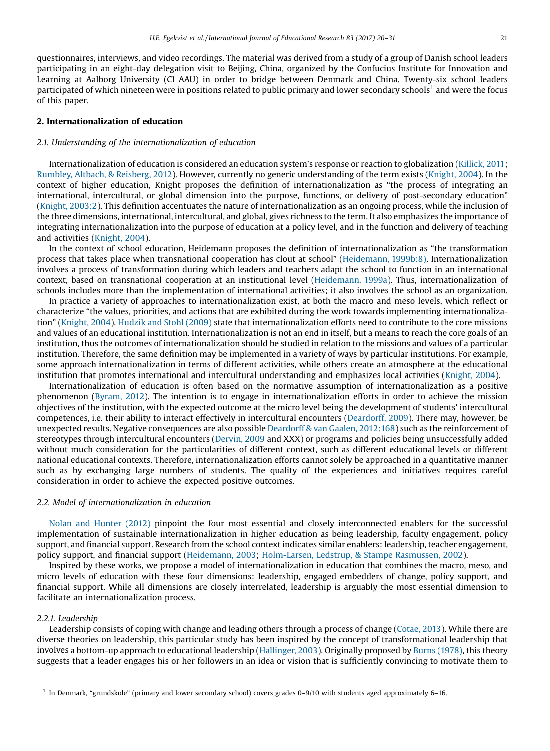questionnaires, interviews, and video recordings. The material was derived from a study of a group of Danish school leaders participating in an eight-day delegation visit to Beijing, China, organized by the Confucius Institute for Innovation and Learning at Aalborg University (CI AAU) in order to bridge between Denmark and China. Twenty-six school leaders participated of which nineteen were in positions related to public primary and lower secondary schools[1] and were the focus of this paper.

## 2. Internationalization of education

### 2.1. Understanding of the internationalization of education

Internationalization of education is considered an education system's response or reaction to globalization (Killick, 2011; Rumbley, Altbach, & Reisberg, 2012). However, currently no generic understanding of the term exists (Knight, 2004). In the context of higher education, Knight proposes the definition of internationalization as "the process of integrating an international, intercultural, or global dimension into the purpose, functions, or delivery of post-secondary education" (Knight, 2003:2). This definition accentuates the nature of internationalization as an ongoing process, while the inclusion of the three dimensions, international, intercultural, and global, gives richness to the term. It also emphasizes the importance of integrating internationalization into the purpose of education at a policy level, and in the function and delivery of teaching and activities (Knight, 2004).

In the context of school education, Heidemann proposes the definition of internationalization as "the transformation process that takes place when transnational cooperation has clout at school" (Heidemann, 1999b:8). Internationalization involves a process of transformation during which leaders and teachers adapt the school to function in an international context, based on transnational cooperation at an institutional level (Heidemann, 1999a). Thus, internationalization of schools includes more than the implementation of international activities; it also involves the school as an organization.

In practice a variety of approaches to internationalization exist, at both the macro and meso levels, which reflect or characterize "the values, priorities, and actions that are exhibited during the work towards implementing internationalization" (Knight, 2004). Hudzik and Stohl (2009) state that internationalization efforts need to contribute to the core missions and values of an educational institution. Internationalization is not an end in itself, but a means to reach the core goals of an institution, thus the outcomes of internationalization should be studied in relation to the missions and values of a particular institution. Therefore, the same definition may be implemented in a variety of ways by particular institutions. For example, some approach internationalization in terms of different activities, while others create an atmosphere at the educational institution that promotes international and intercultural understanding and emphasizes local activities (Knight, 2004).

Internationalization of education is often based on the normative assumption of internationalization as a positive phenomenon (Byram, 2012). The intention is to engage in internationalization efforts in order to achieve the mission objectives of the institution, with the expected outcome at the micro level being the development of students' intercultural competences, i.e. their ability to interact effectively in intercultural encounters (Deardorff, 2009). There may, however, be unexpected results. Negative consequences are also possible Deardorff & van Gaalen, 2012:168) such as the reinforcement of stereotypes through intercultural encounters (Dervin, 2009 and XXX) or programs and policies being unsuccessfully added without much consideration for the particularities of different context, such as different educational levels or different national educational contexts. Therefore, internationalization efforts cannot solely be approached in a quantitative manner such as by exchanging large numbers of students. The quality of the experiences and initiatives requires careful consideration in order to achieve the expected positive outcomes.

### 2.2. Model of internationalization in education

Nolan and Hunter (2012) pinpoint the four most essential and closely interconnected enablers for the successful implementation of sustainable internationalization in higher education as being leadership, faculty engagement, policy support, and financial support. Research from the school context indicates similar enablers: leadership, teacher engagement, policy support, and financial support (Heidemann, 2003; Holm-Larsen, Ledstrup, & Stampe Rasmussen, 2002).

Inspired by these works, we propose a model of internationalization in education that combines the macro, meso, and micro levels of education with these four dimensions: leadership, engaged embedders of change, policy support, and financial support. While all dimensions are closely interrelated, leadership is arguably the most essential dimension to facilitate an internationalization process.

#### 2.2.1. Leadership

Leadership consists of coping with change and leading others through a process of change (Cotae, 2013). While there are diverse theories on leadership, this particular study has been inspired by the concept of transformational leadership that involves a bottom-up approach to educational leadership (Hallinger, 2003). Originally proposed by Burns (1978), this theory suggests that a leader engages his or her followers in an idea or vision that is sufficiently convincing to motivate them to

[1] In Denmark, "grundskole" (primary and lower secondary school) covers grades 0–9/10 with students aged approximately 6–16.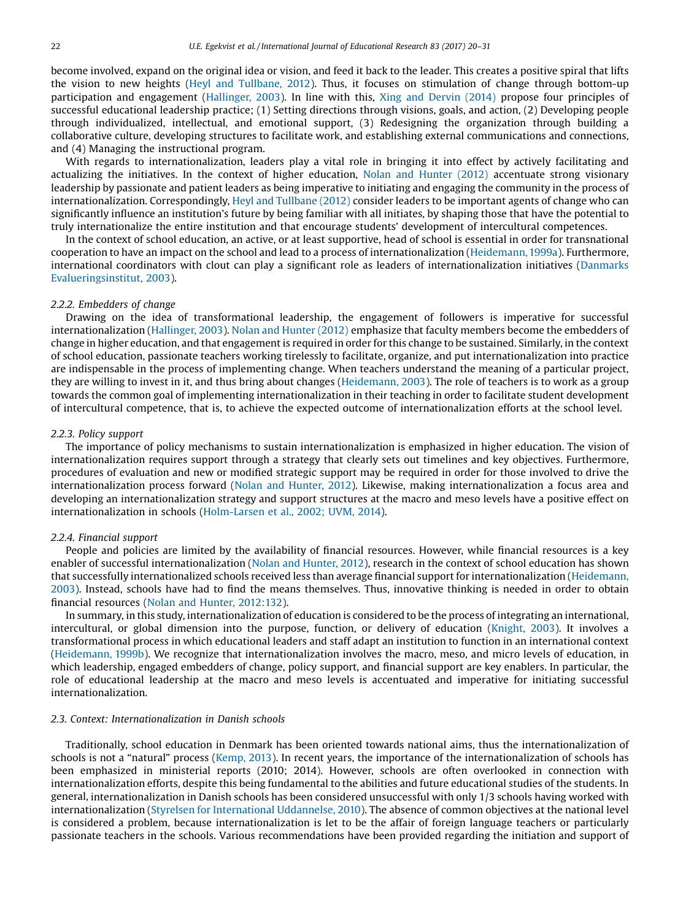become involved, expand on the original idea or vision, and feed it back to the leader. This creates a positive spiral that lifts the vision to new heights (Heyl and Tullbane, 2012). Thus, it focuses on stimulation of change through bottom-up participation and engagement (Hallinger, 2003). In line with this, Xing and Dervin (2014) propose four principles of successful educational leadership practice; (1) Setting directions through visions, goals, and action, (2) Developing people through individualized, intellectual, and emotional support, (3) Redesigning the organization through building a collaborative culture, developing structures to facilitate work, and establishing external communications and connections, and (4) Managing the instructional program.

With regards to internationalization, leaders play a vital role in bringing it into effect by actively facilitating and actualizing the initiatives. In the context of higher education, Nolan and Hunter (2012) accentuate strong visionary leadership by passionate and patient leaders as being imperative to initiating and engaging the community in the process of internationalization. Correspondingly, Heyl and Tullbane (2012) consider leaders to be important agents of change who can significantly influence an institution's future by being familiar with all initiates, by shaping those that have the potential to truly internationalize the entire institution and that encourage students' development of intercultural competences.

In the context of school education, an active, or at least supportive, head of school is essential in order for transnational cooperation to have an impact on the school and lead to a process of internationalization (Heidemann, 1999a). Furthermore, international coordinators with clout can play a significant role as leaders of internationalization initiatives (Danmarks Evalueringsinstitut, 2003).

### 2.2.2. Embedders of change

Drawing on the idea of transformational leadership, the engagement of followers is imperative for successful internationalization (Hallinger, 2003). Nolan and Hunter (2012) emphasize that faculty members become the embedders of change in higher education, and that engagement is required in order for this change to be sustained. Similarly, in the context of school education, passionate teachers working tirelessly to facilitate, organize, and put internationalization into practice are indispensable in the process of implementing change. When teachers understand the meaning of a particular project, they are willing to invest in it, and thus bring about changes (Heidemann, 2003). The role of teachers is to work as a group towards the common goal of implementing internationalization in their teaching in order to facilitate student development of intercultural competence, that is, to achieve the expected outcome of internationalization efforts at the school level.

### 2.2.3. Policy support

The importance of policy mechanisms to sustain internationalization is emphasized in higher education. The vision of internationalization requires support through a strategy that clearly sets out timelines and key objectives. Furthermore, procedures of evaluation and new or modified strategic support may be required in order for those involved to drive the internationalization process forward (Nolan and Hunter, 2012). Likewise, making internationalization a focus area and developing an internationalization strategy and support structures at the macro and meso levels have a positive effect on internationalization in schools (Holm-Larsen et al., 2002; UVM, 2014).

### 2.2.4. Financial support

People and policies are limited by the availability of financial resources. However, while financial resources is a key enabler of successful internationalization (Nolan and Hunter, 2012), research in the context of school education has shown that successfully internationalized schools received less than average financial support for internationalization (Heidemann, 2003). Instead, schools have had to find the means themselves. Thus, innovative thinking is needed in order to obtain financial resources (Nolan and Hunter, 2012:132).

In summary, in this study, internationalization of education is considered to be the process of integrating an international, intercultural, or global dimension into the purpose, function, or delivery of education (Knight, 2003). It involves a transformational process in which educational leaders and staff adapt an institution to function in an international context (Heidemann, 1999b). We recognize that internationalization involves the macro, meso, and micro levels of education, in which leadership, engaged embedders of change, policy support, and financial support are key enablers. In particular, the role of educational leadership at the macro and meso levels is accentuated and imperative for initiating successful internationalization.

## 2.3. Context: Internationalization in Danish schools

Traditionally, school education in Denmark has been oriented towards national aims, thus the internationalization of schools is not a "natural" process (Kemp, 2013). In recent years, the importance of the internationalization of schools has been emphasized in ministerial reports (2010; 2014). However, schools are often overlooked in connection with internationalization efforts, despite this being fundamental to the abilities and future educational studies of the students. In general, internationalization in Danish schools has been considered unsuccessful with only 1/3 schools having worked with internationalization (Styrelsen for International Uddannelse, 2010). The absence of common objectives at the national level is considered a problem, because internationalization is let to be the affair of foreign language teachers or particularly passionate teachers in the schools. Various recommendations have been provided regarding the initiation and support of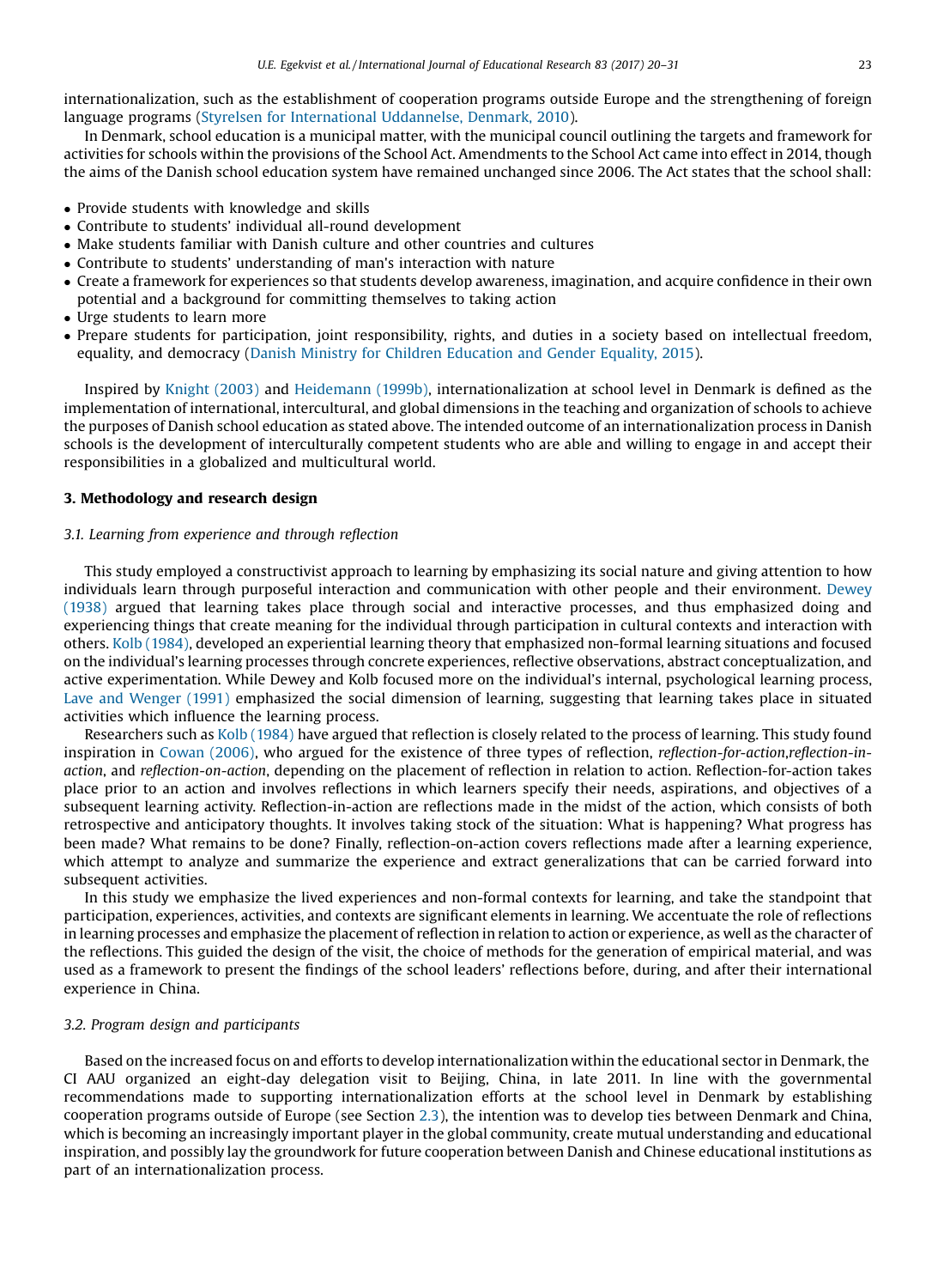internationalization, such as the establishment of cooperation programs outside Europe and the strengthening of foreign language programs (Styrelsen for International Uddannelse, Denmark, 2010).

In Denmark, school education is a municipal matter, with the municipal council outlining the targets and framework for activities for schools within the provisions of the School Act. Amendments to the School Act came into effect in 2014, though the aims of the Danish school education system have remained unchanged since 2006. The Act states that the school shall:

- Provide students with knowledge and skills
- Contribute to students' individual all-round development
- Make students familiar with Danish culture and other countries and cultures
- Contribute to students' understanding of man's interaction with nature
- Create a framework for experiences so that students develop awareness, imagination, and acquire confidence in their own potential and a background for committing themselves to taking action
- Urge students to learn more
- Prepare students for participation, joint responsibility, rights, and duties in a society based on intellectual freedom, equality, and democracy (Danish Ministry for Children Education and Gender Equality, 2015).

Inspired by Knight (2003) and Heidemann (1999b), internationalization at school level in Denmark is defined as the implementation of international, intercultural, and global dimensions in the teaching and organization of schools to achieve the purposes of Danish school education as stated above. The intended outcome of an internationalization process in Danish schools is the development of interculturally competent students who are able and willing to engage in and accept their responsibilities in a globalized and multicultural world.

## 3. Methodology and research design

### 3.1. Learning from experience and through reflection

This study employed a constructivist approach to learning by emphasizing its social nature and giving attention to how individuals learn through purposeful interaction and communication with other people and their environment. Dewey (1938) argued that learning takes place through social and interactive processes, and thus emphasized doing and experiencing things that create meaning for the individual through participation in cultural contexts and interaction with others. Kolb (1984), developed an experiential learning theory that emphasized non-formal learning situations and focused on the individual's learning processes through concrete experiences, reflective observations, abstract conceptualization, and active experimentation. While Dewey and Kolb focused more on the individual's internal, psychological learning process, Lave and Wenger (1991) emphasized the social dimension of learning, suggesting that learning takes place in situated activities which influence the learning process.

Researchers such as Kolb (1984) have argued that reflection is closely related to the process of learning. This study found inspiration in Cowan (2006), who argued for the existence of three types of reflection, *reflection-for-action*,*reflection-in-action*, and *reflection-on-action*, depending on the placement of reflection in relation to action. Reflection-for-action takes place prior to an action and involves reflections in which learners specify their needs, aspirations, and objectives of a subsequent learning activity. Reflection-in-action are reflections made in the midst of the action, which consists of both retrospective and anticipatory thoughts. It involves taking stock of the situation: What is happening? What progress has been made? What remains to be done? Finally, reflection-on-action covers reflections made after a learning experience, which attempt to analyze and summarize the experience and extract generalizations that can be carried forward into subsequent activities.

In this study we emphasize the lived experiences and non-formal contexts for learning, and take the standpoint that participation, experiences, activities, and contexts are significant elements in learning. We accentuate the role of reflections in learning processes and emphasize the placement of reflection in relation to action or experience, as well as the character of the reflections. This guided the design of the visit, the choice of methods for the generation of empirical material, and was used as a framework to present the findings of the school leaders' reflections before, during, and after their international experience in China.

### 3.2. Program design and participants

Based on the increased focus on and efforts to develop internationalization within the educational sector in Denmark, the CI AAU organized an eight-day delegation visit to Beijing, China, in late 2011. In line with the governmental recommendations made to supporting internationalization efforts at the school level in Denmark by establishing cooperation programs outside of Europe (see Section 2.3), the intention was to develop ties between Denmark and China, which is becoming an increasingly important player in the global community, create mutual understanding and educational inspiration, and possibly lay the groundwork for future cooperation between Danish and Chinese educational institutions as part of an internationalization process.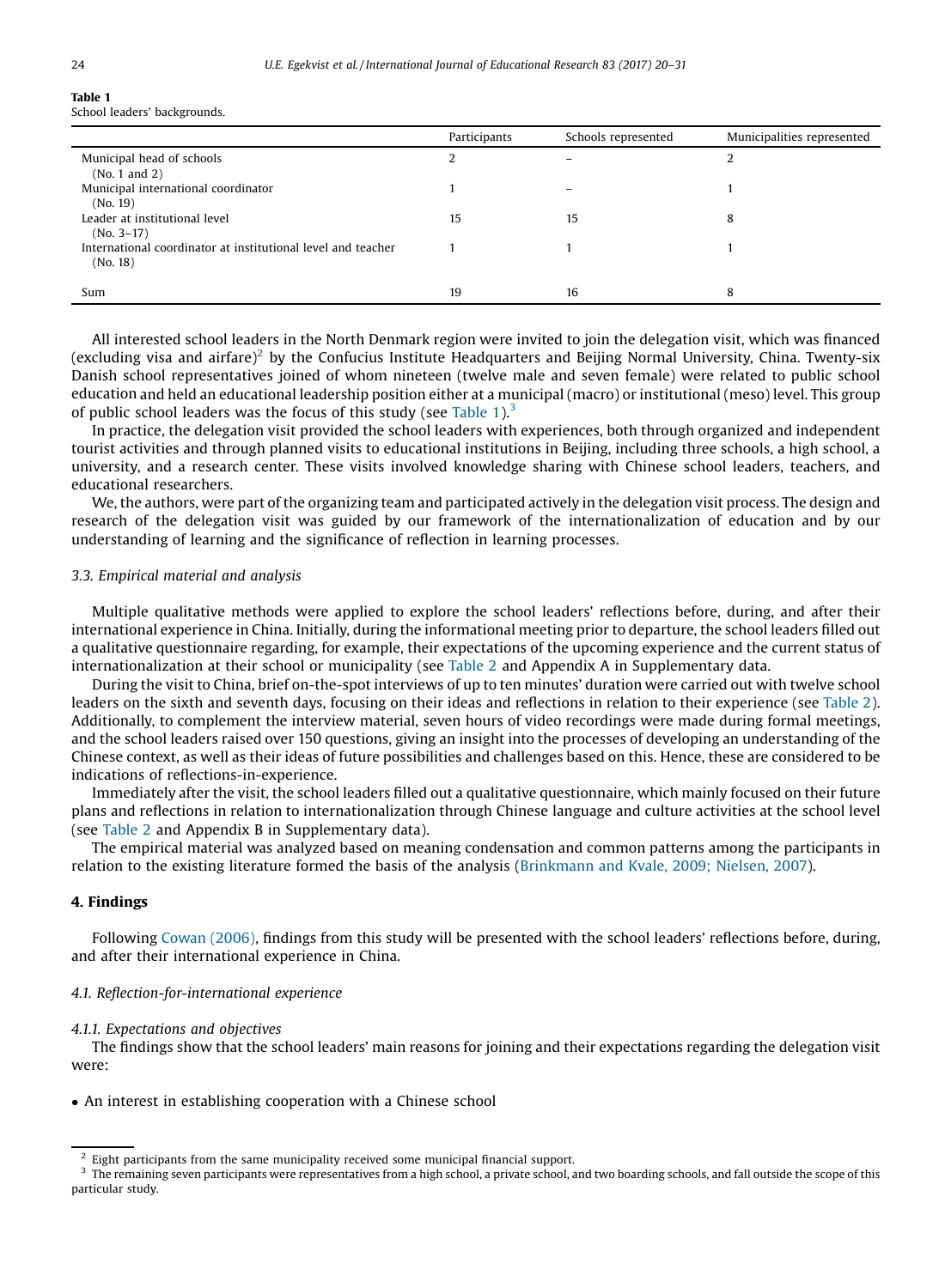**Table 1**
School leaders' backgrounds.

| | Participants | Schools represented | Municipalities represented |
|---|---|---|---|
| Municipal head of schools (No. 1 and 2) | 2 | – | 2 |
| Municipal international coordinator (No. 19) | 1 | – | 1 |
| Leader at institutional level (No. 3–17) | 15 | 15 | 8 |
| International coordinator at institutional level and teacher (No. 18) | 1 | 1 | 1 |
| Sum | 19 | 16 | 8 |

All interested school leaders in the North Denmark region were invited to join the delegation visit, which was financed (excluding visa and airfare)[2] by the Confucius Institute Headquarters and Beijing Normal University, China. Twenty-six Danish school representatives joined of whom nineteen (twelve male and seven female) were related to public school education and held an educational leadership position either at a municipal (macro) or institutional (meso) level. This group of public school leaders was the focus of this study (see Table 1).[3]

In practice, the delegation visit provided the school leaders with experiences, both through organized and independent tourist activities and through planned visits to educational institutions in Beijing, including three schools, a high school, a university, and a research center. These visits involved knowledge sharing with Chinese school leaders, teachers, and educational researchers.

We, the authors, were part of the organizing team and participated actively in the delegation visit process. The design and research of the delegation visit was guided by our framework of the internationalization of education and by our understanding of learning and the significance of reflection in learning processes.

### 3.3. Empirical material and analysis

Multiple qualitative methods were applied to explore the school leaders' reflections before, during, and after their international experience in China. Initially, during the informational meeting prior to departure, the school leaders filled out a qualitative questionnaire regarding, for example, their expectations of the upcoming experience and the current status of internationalization at their school or municipality (see Table 2 and Appendix A in Supplementary data.

During the visit to China, brief on-the-spot interviews of up to ten minutes' duration were carried out with twelve school leaders on the sixth and seventh days, focusing on their ideas and reflections in relation to their experience (see Table 2). Additionally, to complement the interview material, seven hours of video recordings were made during formal meetings, and the school leaders raised over 150 questions, giving an insight into the processes of developing an understanding of the Chinese context, as well as their ideas of future possibilities and challenges based on this. Hence, these are considered to be indications of reflections-in-experience.

Immediately after the visit, the school leaders filled out a qualitative questionnaire, which mainly focused on their future plans and reflections in relation to internationalization through Chinese language and culture activities at the school level (see Table 2 and Appendix B in Supplementary data).

The empirical material was analyzed based on meaning condensation and common patterns among the participants in relation to the existing literature formed the basis of the analysis (Brinkmann and Kvale, 2009; Nielsen, 2007).

## 4. Findings

Following Cowan (2006), findings from this study will be presented with the school leaders' reflections before, during, and after their international experience in China.

### 4.1. Reflection-for-international experience

#### 4.1.1. Expectations and objectives

The findings show that the school leaders' main reasons for joining and their expectations regarding the delegation visit were:

- An interest in establishing cooperation with a Chinese school

[2] Eight participants from the same municipality received some municipal financial support.

[3] The remaining seven participants were representatives from a high school, a private school, and two boarding schools, and fall outside the scope of this particular study.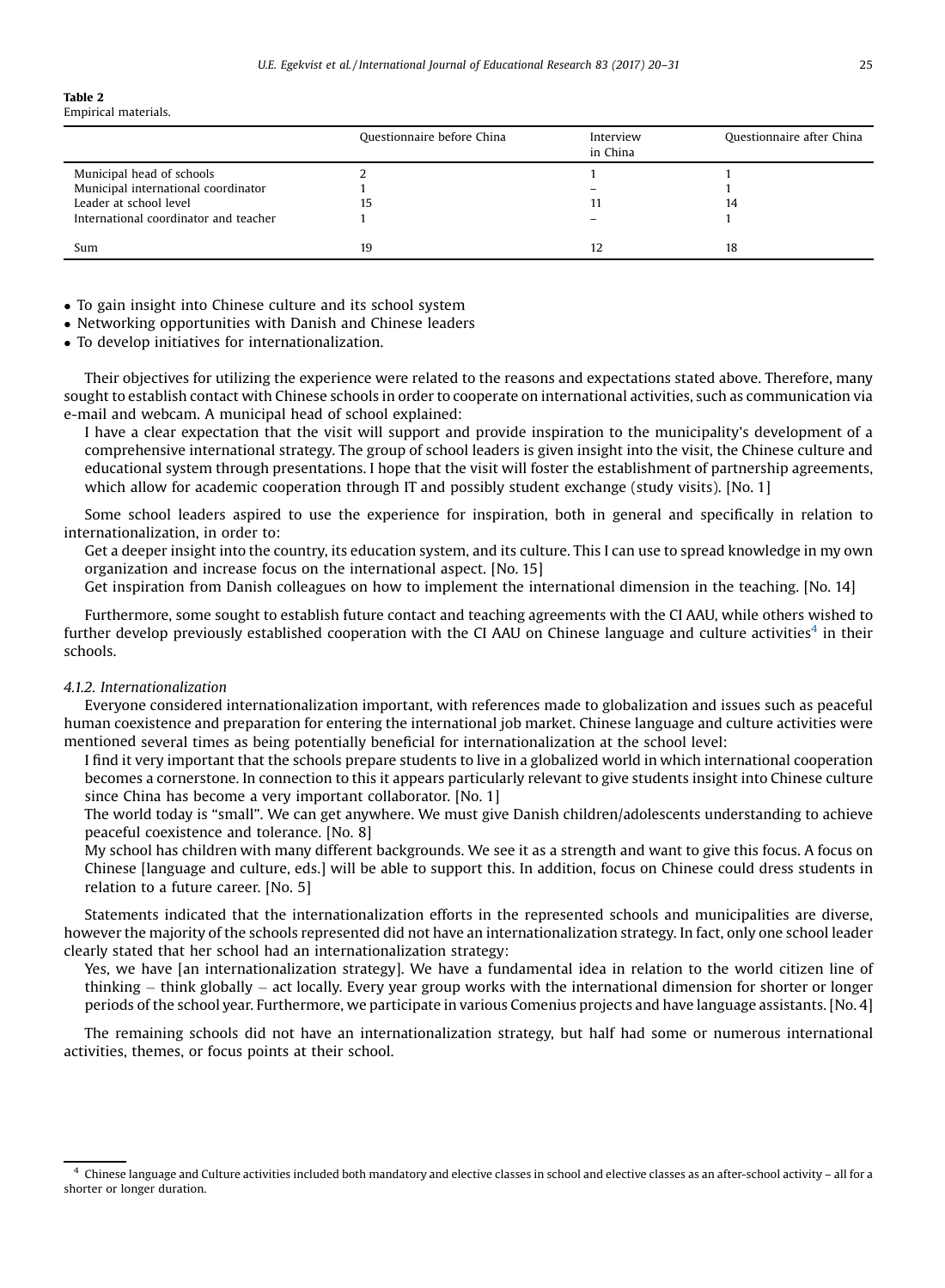**Table 2**
Empirical materials.

| | Questionnaire before China | Interview in China | Questionnaire after China |
|---|---|---|---|
| Municipal head of schools | 2 | 1 | 1 |
| Municipal international coordinator | 1 | – | 1 |
| Leader at school level | 15 | 11 | 14 |
| International coordinator and teacher | 1 | – | 1 |
| Sum | 19 | 12 | 18 |

- To gain insight into Chinese culture and its school system
- Networking opportunities with Danish and Chinese leaders
- To develop initiatives for internationalization.

Their objectives for utilizing the experience were related to the reasons and expectations stated above. Therefore, many sought to establish contact with Chinese schools in order to cooperate on international activities, such as communication via e-mail and webcam. A municipal head of school explained:

> I have a clear expectation that the visit will support and provide inspiration to the municipality's development of a comprehensive international strategy. The group of school leaders is given insight into the visit, the Chinese culture and educational system through presentations. I hope that the visit will foster the establishment of partnership agreements, which allow for academic cooperation through IT and possibly student exchange (study visits). [No. 1]

Some school leaders aspired to use the experience for inspiration, both in general and specifically in relation to internationalization, in order to:

> Get a deeper insight into the country, its education system, and its culture. This I can use to spread knowledge in my own organization and increase focus on the international aspect. [No. 15]
>
> Get inspiration from Danish colleagues on how to implement the international dimension in the teaching. [No. 14]

Furthermore, some sought to establish future contact and teaching agreements with the CI AAU, while others wished to further develop previously established cooperation with the CI AAU on Chinese language and culture activities[4] in their schools.

*4.1.2. Internationalization*

Everyone considered internationalization important, with references made to globalization and issues such as peaceful human coexistence and preparation for entering the international job market. Chinese language and culture activities were mentioned several times as being potentially beneficial for internationalization at the school level:

> I find it very important that the schools prepare students to live in a globalized world in which international cooperation becomes a cornerstone. In connection to this it appears particularly relevant to give students insight into Chinese culture since China has become a very important collaborator. [No. 1]
>
> The world today is "small". We can get anywhere. We must give Danish children/adolescents understanding to achieve peaceful coexistence and tolerance. [No. 8]
>
> My school has children with many different backgrounds. We see it as a strength and want to give this focus. A focus on Chinese [language and culture, eds.] will be able to support this. In addition, focus on Chinese could dress students in relation to a future career. [No. 5]

Statements indicated that the internationalization efforts in the represented schools and municipalities are diverse, however the majority of the schools represented did not have an internationalization strategy. In fact, only one school leader clearly stated that her school had an internationalization strategy:

> Yes, we have [an internationalization strategy]. We have a fundamental idea in relation to the world citizen line of thinking – think globally – act locally. Every year group works with the international dimension for shorter or longer periods of the school year. Furthermore, we participate in various Comenius projects and have language assistants. [No. 4]

The remaining schools did not have an internationalization strategy, but half had some or numerous international activities, themes, or focus points at their school.

[4] Chinese language and Culture activities included both mandatory and elective classes in school and elective classes as an after-school activity – all for a shorter or longer duration.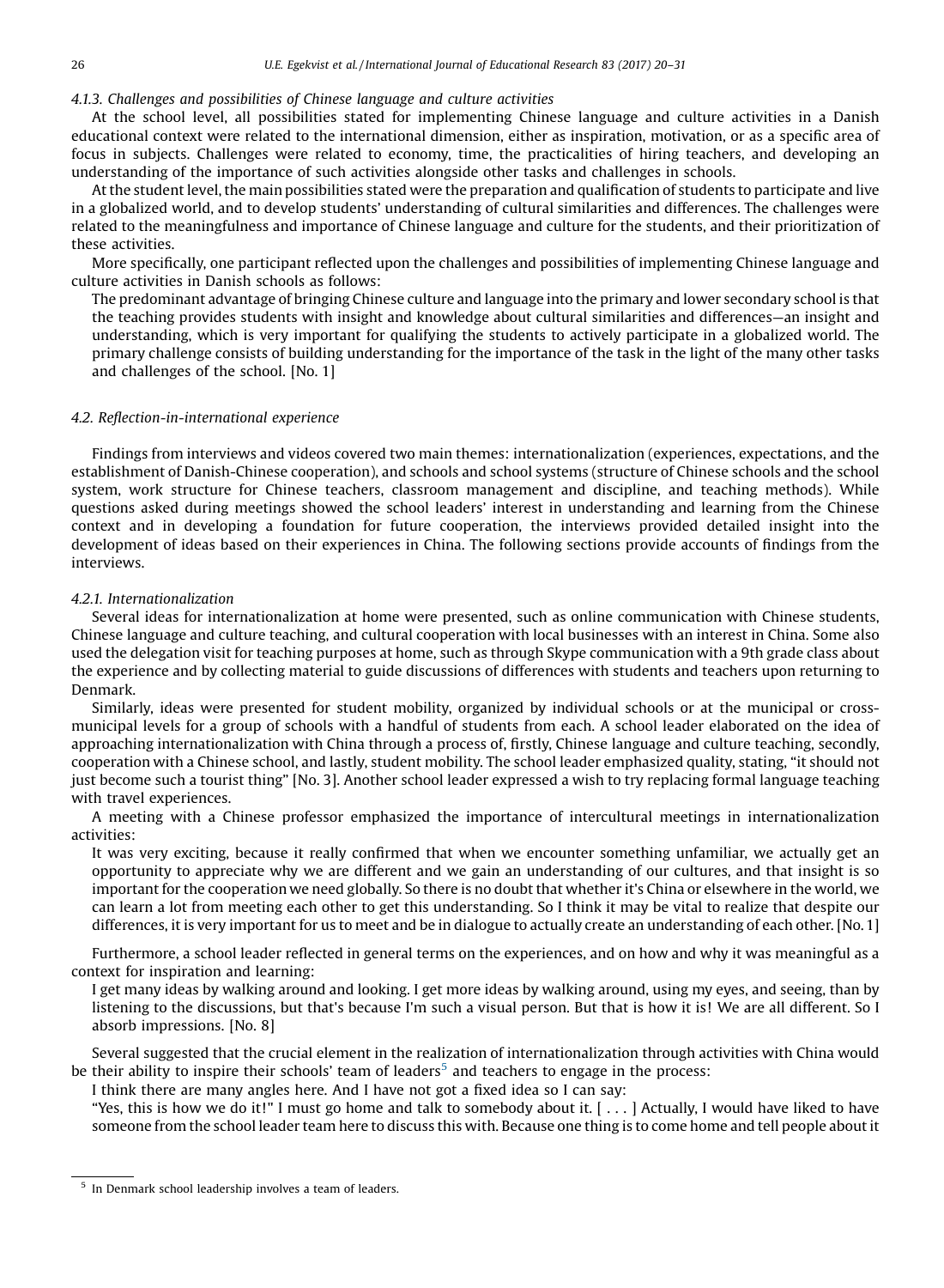#### 4.1.3. Challenges and possibilities of Chinese language and culture activities

At the school level, all possibilities stated for implementing Chinese language and culture activities in a Danish educational context were related to the international dimension, either as inspiration, motivation, or as a specific area of focus in subjects. Challenges were related to economy, time, the practicalities of hiring teachers, and developing an understanding of the importance of such activities alongside other tasks and challenges in schools.

At the student level, the main possibilities stated were the preparation and qualification of students to participate and live in a globalized world, and to develop students' understanding of cultural similarities and differences. The challenges were related to the meaningfulness and importance of Chinese language and culture for the students, and their prioritization of these activities.

More specifically, one participant reflected upon the challenges and possibilities of implementing Chinese language and culture activities in Danish schools as follows:

> The predominant advantage of bringing Chinese culture and language into the primary and lower secondary school is that the teaching provides students with insight and knowledge about cultural similarities and differences—an insight and understanding, which is very important for qualifying the students to actively participate in a globalized world. The primary challenge consists of building understanding for the importance of the task in the light of the many other tasks and challenges of the school. [No. 1]

### 4.2. Reflection-in-international experience

Findings from interviews and videos covered two main themes: internationalization (experiences, expectations, and the establishment of Danish-Chinese cooperation), and schools and school systems (structure of Chinese schools and the school system, work structure for Chinese teachers, classroom management and discipline, and teaching methods). While questions asked during meetings showed the school leaders' interest in understanding and learning from the Chinese context and in developing a foundation for future cooperation, the interviews provided detailed insight into the development of ideas based on their experiences in China. The following sections provide accounts of findings from the interviews.

#### 4.2.1. Internationalization

Several ideas for internationalization at home were presented, such as online communication with Chinese students, Chinese language and culture teaching, and cultural cooperation with local businesses with an interest in China. Some also used the delegation visit for teaching purposes at home, such as through Skype communication with a 9th grade class about the experience and by collecting material to guide discussions of differences with students and teachers upon returning to Denmark.

Similarly, ideas were presented for student mobility, organized by individual schools or at the municipal or cross-municipal levels for a group of schools with a handful of students from each. A school leader elaborated on the idea of approaching internationalization with China through a process of, firstly, Chinese language and culture teaching, secondly, cooperation with a Chinese school, and lastly, student mobility. The school leader emphasized quality, stating, "it should not just become such a tourist thing" [No. 3]. Another school leader expressed a wish to try replacing formal language teaching with travel experiences.

A meeting with a Chinese professor emphasized the importance of intercultural meetings in internationalization activities:

> It was very exciting, because it really confirmed that when we encounter something unfamiliar, we actually get an opportunity to appreciate why we are different and we gain an understanding of our cultures, and that insight is so important for the cooperation we need globally. So there is no doubt that whether it's China or elsewhere in the world, we can learn a lot from meeting each other to get this understanding. So I think it may be vital to realize that despite our differences, it is very important for us to meet and be in dialogue to actually create an understanding of each other. [No. 1]

Furthermore, a school leader reflected in general terms on the experiences, and on how and why it was meaningful as a context for inspiration and learning:

> I get many ideas by walking around and looking. I get more ideas by walking around, using my eyes, and seeing, than by listening to the discussions, but that's because I'm such a visual person. But that is how it is! We are all different. So I absorb impressions. [No. 8]

Several suggested that the crucial element in the realization of internationalization through activities with China would be their ability to inspire their schools' team of leaders[5] and teachers to engage in the process:

> I think there are many angles here. And I have not got a fixed idea so I can say:
>
> "Yes, this is how we do it!" I must go home and talk to somebody about it. [ . . . ] Actually, I would have liked to have someone from the school leader team here to discuss this with. Because one thing is to come home and tell people about it

[5] In Denmark school leadership involves a team of leaders.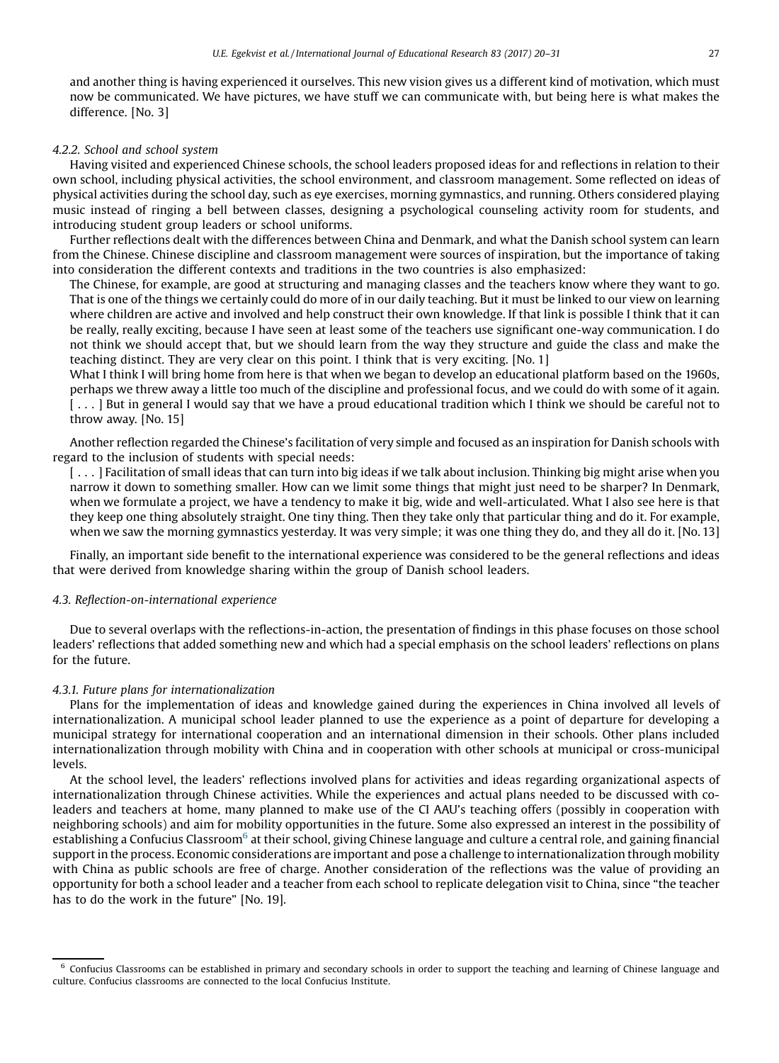and another thing is having experienced it ourselves. This new vision gives us a different kind of motivation, which must now be communicated. We have pictures, we have stuff we can communicate with, but being here is what makes the difference. [No. 3]

#### *4.2.2. School and school system*

Having visited and experienced Chinese schools, the school leaders proposed ideas for and reflections in relation to their own school, including physical activities, the school environment, and classroom management. Some reflected on ideas of physical activities during the school day, such as eye exercises, morning gymnastics, and running. Others considered playing music instead of ringing a bell between classes, designing a psychological counseling activity room for students, and introducing student group leaders or school uniforms.

Further reflections dealt with the differences between China and Denmark, and what the Danish school system can learn from the Chinese. Chinese discipline and classroom management were sources of inspiration, but the importance of taking into consideration the different contexts and traditions in the two countries is also emphasized:

The Chinese, for example, are good at structuring and managing classes and the teachers know where they want to go. That is one of the things we certainly could do more of in our daily teaching. But it must be linked to our view on learning where children are active and involved and help construct their own knowledge. If that link is possible I think that it can be really, really exciting, because I have seen at least some of the teachers use significant one-way communication. I do not think we should accept that, but we should learn from the way they structure and guide the class and make the teaching distinct. They are very clear on this point. I think that is very exciting. [No. 1]

What I think I will bring home from here is that when we began to develop an educational platform based on the 1960s, perhaps we threw away a little too much of the discipline and professional focus, and we could do with some of it again. [ . . . ] But in general I would say that we have a proud educational tradition which I think we should be careful not to throw away. [No. 15]

Another reflection regarded the Chinese's facilitation of very simple and focused as an inspiration for Danish schools with regard to the inclusion of students with special needs:

[ . . . ] Facilitation of small ideas that can turn into big ideas if we talk about inclusion. Thinking big might arise when you narrow it down to something smaller. How can we limit some things that might just need to be sharper? In Denmark, when we formulate a project, we have a tendency to make it big, wide and well-articulated. What I also see here is that they keep one thing absolutely straight. One tiny thing. Then they take only that particular thing and do it. For example, when we saw the morning gymnastics yesterday. It was very simple; it was one thing they do, and they all do it. [No. 13]

Finally, an important side benefit to the international experience was considered to be the general reflections and ideas that were derived from knowledge sharing within the group of Danish school leaders.

### *4.3. Reflection-on-international experience*

Due to several overlaps with the reflections-in-action, the presentation of findings in this phase focuses on those school leaders' reflections that added something new and which had a special emphasis on the school leaders' reflections on plans for the future.

#### *4.3.1. Future plans for internationalization*

Plans for the implementation of ideas and knowledge gained during the experiences in China involved all levels of internationalization. A municipal school leader planned to use the experience as a point of departure for developing a municipal strategy for international cooperation and an international dimension in their schools. Other plans included internationalization through mobility with China and in cooperation with other schools at municipal or cross-municipal levels.

At the school level, the leaders' reflections involved plans for activities and ideas regarding organizational aspects of internationalization through Chinese activities. While the experiences and actual plans needed to be discussed with co-leaders and teachers at home, many planned to make use of the CI AAU's teaching offers (possibly in cooperation with neighboring schools) and aim for mobility opportunities in the future. Some also expressed an interest in the possibility of establishing a Confucius Classroom[6] at their school, giving Chinese language and culture a central role, and gaining financial support in the process. Economic considerations are important and pose a challenge to internationalization through mobility with China as public schools are free of charge. Another consideration of the reflections was the value of providing an opportunity for both a school leader and a teacher from each school to replicate delegation visit to China, since "the teacher has to do the work in the future" [No. 19].

---

[6] Confucius Classrooms can be established in primary and secondary schools in order to support the teaching and learning of Chinese language and culture. Confucius classrooms are connected to the local Confucius Institute.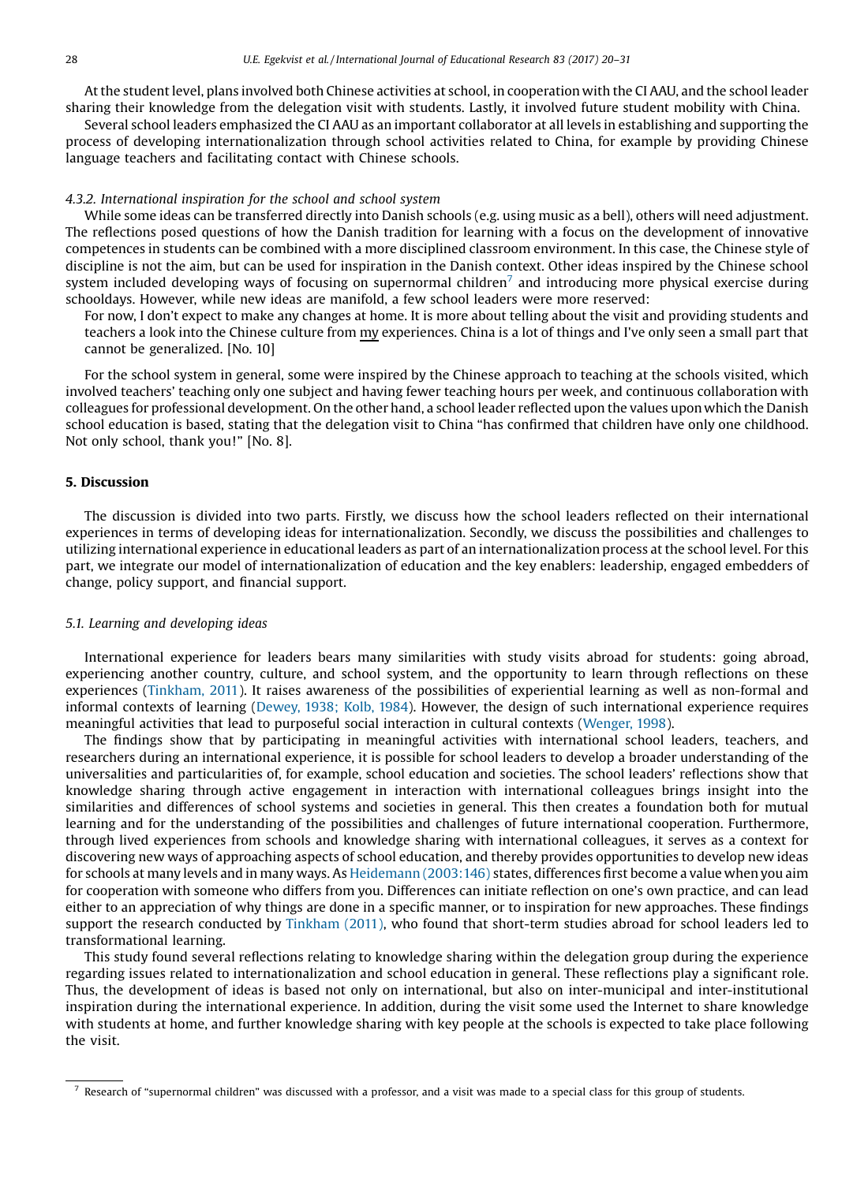At the student level, plans involved both Chinese activities at school, in cooperation with the CI AAU, and the school leader sharing their knowledge from the delegation visit with students. Lastly, it involved future student mobility with China.

Several school leaders emphasized the CI AAU as an important collaborator at all levels in establishing and supporting the process of developing internationalization through school activities related to China, for example by providing Chinese language teachers and facilitating contact with Chinese schools.

#### 4.3.2. International inspiration for the school and school system

While some ideas can be transferred directly into Danish schools (e.g. using music as a bell), others will need adjustment. The reflections posed questions of how the Danish tradition for learning with a focus on the development of innovative competences in students can be combined with a more disciplined classroom environment. In this case, the Chinese style of discipline is not the aim, but can be used for inspiration in the Danish context. Other ideas inspired by the Chinese school system included developing ways of focusing on supernormal children[7] and introducing more physical exercise during schooldays. However, while new ideas are manifold, a few school leaders were more reserved:

For now, I don't expect to make any changes at home. It is more about telling about the visit and providing students and teachers a look into the Chinese culture from <u>my</u> experiences. China is a lot of things and I've only seen a small part that cannot be generalized. [No. 10]

For the school system in general, some were inspired by the Chinese approach to teaching at the schools visited, which involved teachers' teaching only one subject and having fewer teaching hours per week, and continuous collaboration with colleagues for professional development. On the other hand, a school leader reflected upon the values upon which the Danish school education is based, stating that the delegation visit to China "has confirmed that children have only one childhood. Not only school, thank you!" [No. 8].

## 5. Discussion

The discussion is divided into two parts. Firstly, we discuss how the school leaders reflected on their international experiences in terms of developing ideas for internationalization. Secondly, we discuss the possibilities and challenges to utilizing international experience in educational leaders as part of an internationalization process at the school level. For this part, we integrate our model of internationalization of education and the key enablers: leadership, engaged embedders of change, policy support, and financial support.

### 5.1. Learning and developing ideas

International experience for leaders bears many similarities with study visits abroad for students: going abroad, experiencing another country, culture, and school system, and the opportunity to learn through reflections on these experiences (Tinkham, 2011). It raises awareness of the possibilities of experiential learning as well as non-formal and informal contexts of learning (Dewey, 1938; Kolb, 1984). However, the design of such international experience requires meaningful activities that lead to purposeful social interaction in cultural contexts (Wenger, 1998).

The findings show that by participating in meaningful activities with international school leaders, teachers, and researchers during an international experience, it is possible for school leaders to develop a broader understanding of the universalities and particularities of, for example, school education and societies. The school leaders' reflections show that knowledge sharing through active engagement in interaction with international colleagues brings insight into the similarities and differences of school systems and societies in general. This then creates a foundation both for mutual learning and for the understanding of the possibilities and challenges of future international cooperation. Furthermore, through lived experiences from schools and knowledge sharing with international colleagues, it serves as a context for discovering new ways of approaching aspects of school education, and thereby provides opportunities to develop new ideas for schools at many levels and in many ways. As Heidemann (2003:146) states, differences first become a value when you aim for cooperation with someone who differs from you. Differences can initiate reflection on one's own practice, and can lead either to an appreciation of why things are done in a specific manner, or to inspiration for new approaches. These findings support the research conducted by Tinkham (2011), who found that short-term studies abroad for school leaders led to transformational learning.

This study found several reflections relating to knowledge sharing within the delegation group during the experience regarding issues related to internationalization and school education in general. These reflections play a significant role. Thus, the development of ideas is based not only on international, but also on inter-municipal and inter-institutional inspiration during the international experience. In addition, during the visit some used the Internet to share knowledge with students at home, and further knowledge sharing with key people at the schools is expected to take place following the visit.

[7] Research of "supernormal children" was discussed with a professor, and a visit was made to a special class for this group of students.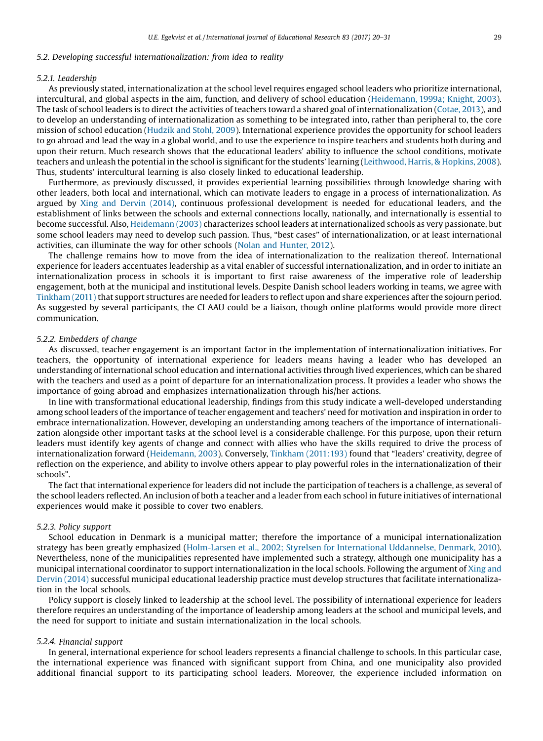### 5.2. Developing successful internationalization: from idea to reality

#### 5.2.1. Leadership

As previously stated, internationalization at the school level requires engaged school leaders who prioritize international, intercultural, and global aspects in the aim, function, and delivery of school education (Heidemann, 1999a; Knight, 2003). The task of school leaders is to direct the activities of teachers toward a shared goal of internationalization (Cotae, 2013), and to develop an understanding of internationalization as something to be integrated into, rather than peripheral to, the core mission of school education (Hudzik and Stohl, 2009). International experience provides the opportunity for school leaders to go abroad and lead the way in a global world, and to use the experience to inspire teachers and students both during and upon their return. Much research shows that the educational leaders' ability to influence the school conditions, motivate teachers and unleash the potential in the school is significant for the students' learning (Leithwood, Harris, & Hopkins, 2008). Thus, students' intercultural learning is also closely linked to educational leadership.

Furthermore, as previously discussed, it provides experiential learning possibilities through knowledge sharing with other leaders, both local and international, which can motivate leaders to engage in a process of internationalization. As argued by Xing and Dervin (2014), continuous professional development is needed for educational leaders, and the establishment of links between the schools and external connections locally, nationally, and internationally is essential to become successful. Also, Heidemann (2003) characterizes school leaders at internationalized schools as very passionate, but some school leaders may need to develop such passion. Thus, "best cases" of internationalization, or at least international activities, can illuminate the way for other schools (Nolan and Hunter, 2012).

The challenge remains how to move from the idea of internationalization to the realization thereof. International experience for leaders accentuates leadership as a vital enabler of successful internationalization, and in order to initiate an internationalization process in schools it is important to first raise awareness of the imperative role of leadership engagement, both at the municipal and institutional levels. Despite Danish school leaders working in teams, we agree with Tinkham (2011) that support structures are needed for leaders to reflect upon and share experiences after the sojourn period. As suggested by several participants, the CI AAU could be a liaison, though online platforms would provide more direct communication.

#### 5.2.2. Embedders of change

As discussed, teacher engagement is an important factor in the implementation of internationalization initiatives. For teachers, the opportunity of international experience for leaders means having a leader who has developed an understanding of international school education and international activities through lived experiences, which can be shared with the teachers and used as a point of departure for an internationalization process. It provides a leader who shows the importance of going abroad and emphasizes internationalization through his/her actions.

In line with transformational educational leadership, findings from this study indicate a well-developed understanding among school leaders of the importance of teacher engagement and teachers' need for motivation and inspiration in order to embrace internationalization. However, developing an understanding among teachers of the importance of internationalization alongside other important tasks at the school level is a considerable challenge. For this purpose, upon their return leaders must identify key agents of change and connect with allies who have the skills required to drive the process of internationalization forward (Heidemann, 2003). Conversely, Tinkham (2011:193) found that "leaders' creativity, degree of reflection on the experience, and ability to involve others appear to play powerful roles in the internationalization of their schools".

The fact that international experience for leaders did not include the participation of teachers is a challenge, as several of the school leaders reflected. An inclusion of both a teacher and a leader from each school in future initiatives of international experiences would make it possible to cover two enablers.

#### 5.2.3. Policy support

School education in Denmark is a municipal matter; therefore the importance of a municipal internationalization strategy has been greatly emphasized (Holm-Larsen et al., 2002; Styrelsen for International Uddannelse, Denmark, 2010). Nevertheless, none of the municipalities represented have implemented such a strategy, although one municipality has a municipal international coordinator to support internationalization in the local schools. Following the argument of Xing and Dervin (2014) successful municipal educational leadership practice must develop structures that facilitate internationalization in the local schools.

Policy support is closely linked to leadership at the school level. The possibility of international experience for leaders therefore requires an understanding of the importance of leadership among leaders at the school and municipal levels, and the need for support to initiate and sustain internationalization in the local schools.

#### 5.2.4. Financial support

In general, international experience for school leaders represents a financial challenge to schools. In this particular case, the international experience was financed with significant support from China, and one municipality also provided additional financial support to its participating school leaders. Moreover, the experience included information on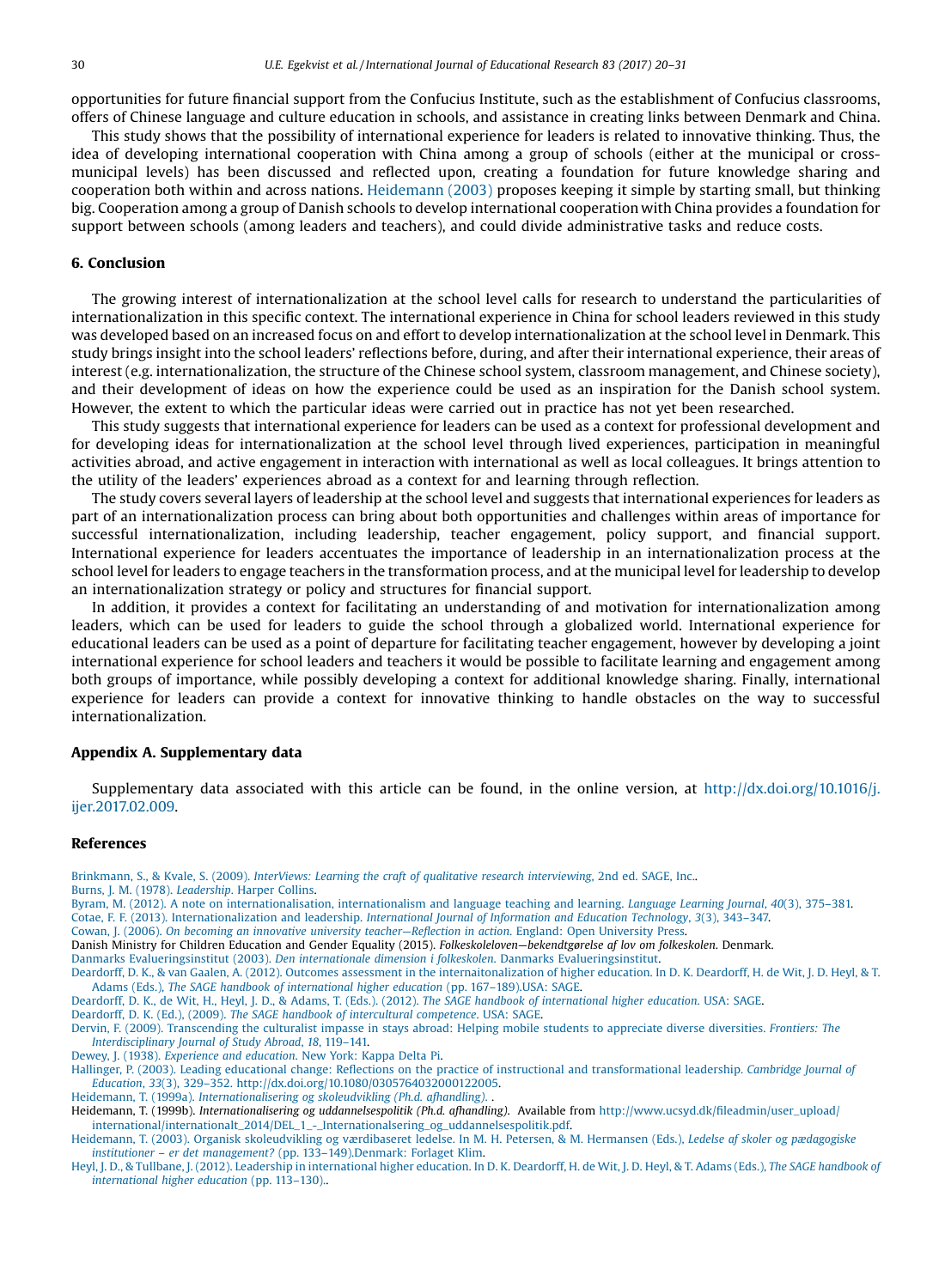opportunities for future financial support from the Confucius Institute, such as the establishment of Confucius classrooms, offers of Chinese language and culture education in schools, and assistance in creating links between Denmark and China.

This study shows that the possibility of international experience for leaders is related to innovative thinking. Thus, the idea of developing international cooperation with China among a group of schools (either at the municipal or cross-municipal levels) has been discussed and reflected upon, creating a foundation for future knowledge sharing and cooperation both within and across nations. Heidemann (2003) proposes keeping it simple by starting small, but thinking big. Cooperation among a group of Danish schools to develop international cooperation with China provides a foundation for support between schools (among leaders and teachers), and could divide administrative tasks and reduce costs.

## 6. Conclusion

The growing interest of internationalization at the school level calls for research to understand the particularities of internationalization in this specific context. The international experience in China for school leaders reviewed in this study was developed based on an increased focus on and effort to develop internationalization at the school level in Denmark. This study brings insight into the school leaders' reflections before, during, and after their international experience, their areas of interest (e.g. internationalization, the structure of the Chinese school system, classroom management, and Chinese society), and their development of ideas on how the experience could be used as an inspiration for the Danish school system. However, the extent to which the particular ideas were carried out in practice has not yet been researched.

This study suggests that international experience for leaders can be used as a context for professional development and for developing ideas for internationalization at the school level through lived experiences, participation in meaningful activities abroad, and active engagement in interaction with international as well as local colleagues. It brings attention to the utility of the leaders' experiences abroad as a context for and learning through reflection.

The study covers several layers of leadership at the school level and suggests that international experiences for leaders as part of an internationalization process can bring about both opportunities and challenges within areas of importance for successful internationalization, including leadership, teacher engagement, policy support, and financial support. International experience for leaders accentuates the importance of leadership in an internationalization process at the school level for leaders to engage teachers in the transformation process, and at the municipal level for leadership to develop an internationalization strategy or policy and structures for financial support.

In addition, it provides a context for facilitating an understanding of and motivation for internationalization among leaders, which can be used for leaders to guide the school through a globalized world. International experience for educational leaders can be used as a point of departure for facilitating teacher engagement, however by developing a joint international experience for school leaders and teachers it would be possible to facilitate learning and engagement among both groups of importance, while possibly developing a context for additional knowledge sharing. Finally, international experience for leaders can provide a context for innovative thinking to handle obstacles on the way to successful internationalization.

## Appendix A. Supplementary data

Supplementary data associated with this article can be found, in the online version, at http://dx.doi.org/10.1016/j.ijer.2017.02.009.

## References

Brinkmann, S., & Kvale, S. (2009). *InterViews: Learning the craft of qualitative research interviewing*, 2nd ed. SAGE, Inc..

Burns, J. M. (1978). *Leadership*. Harper Collins.

Byram, M. (2012). A note on internationalisation, internationalism and language teaching and learning. *Language Learning Journal*, *40*(3), 375–381.

Cotae, F. F. (2013). Internationalization and leadership. *International Journal of Information and Education Technology*, *3*(3), 343–347.

Cowan, J. (2006). *On becoming an innovative university teacher—Reflection in action*. England: Open University Press.

Danish Ministry for Children Education and Gender Equality (2015). *Folkeskoleloven—bekendtgørelse af lov om folkeskolen*. Denmark.

Danmarks Evalueringsinstitut (2003). *Den internationale dimension i folkeskolen*. Danmarks Evalueringsinstitut.

Deardorff, D. K., & van Gaalen, A. (2012). Outcomes assessment in the internaitonalization of higher education. In D. K. Deardorff, H. de Wit, J. D. Heyl, & T. Adams (Eds.), *The SAGE handbook of international higher education* (pp. 167–189).USA: SAGE.

Deardorff, D. K., de Wit, H., Heyl, J. D., & Adams, T. (Eds.). (2012). *The SAGE handbook of international higher education*. USA: SAGE.

Deardorff, D. K. (Ed.), (2009). *The SAGE handbook of intercultural competence*. USA: SAGE.

Dervin, F. (2009). Transcending the culturalist impasse in stays abroad: Helping mobile students to appreciate diverse diversities. *Frontiers: The Interdisciplinary Journal of Study Abroad*, *18*, 119–141.

Dewey, J. (1938). *Experience and education*. New York: Kappa Delta Pi.

Hallinger, P. (2003). Leading educational change: Reflections on the practice of instructional and transformational leadership. *Cambridge Journal of Education*, *33*(3), 329–352. http://dx.doi.org/10.1080/0305764032000122005.

Heidemann, T. (1999a). *Internationalisering og skoleudvikling (Ph.d. afhandling)*. .

Heidemann, T. (1999b). *Internationalisering og uddannelsespolitik (Ph.d. afhandling)*. Available from http://www.ucsyd.dk/fileadmin/user_upload/international/internationalt_2014/DEL_1_-_Internationalsering_og_uddannelsespolitik.pdf.

Heidemann, T. (2003). Organisk skoleudvikling og værdibaseret ledelse. In M. H. Petersen, & M. Hermansen (Eds.), *Ledelse af skoler og pædagogiske institutioner – er det management?* (pp. 133–149).Denmark: Forlaget Klim.

Heyl, J. D., & Tullbane, J. (2012). Leadership in international higher education. In D. K. Deardorff, H. de Wit, J. D. Heyl, & T. Adams (Eds.), *The SAGE handbook of international higher education* (pp. 113–130)..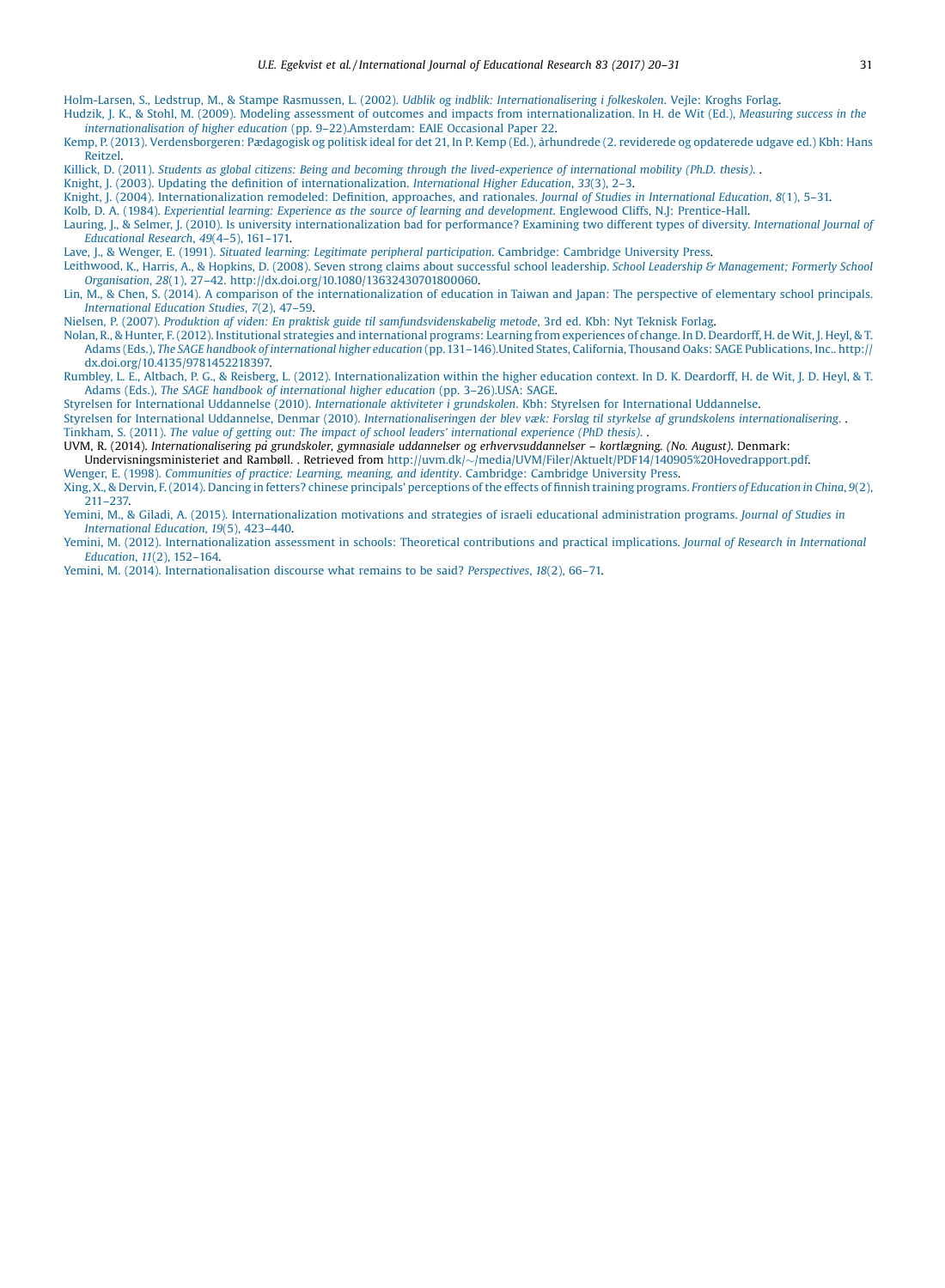Holm-Larsen, S., Ledstrup, M., & Stampe Rasmussen, L. (2002). *Udblik og indblik: Internationalisering i folkeskolen*. Vejle: Kroghs Forlag.

Hudzik, J. K., & Stohl, M. (2009). Modeling assessment of outcomes and impacts from internationalization. In H. de Wit (Ed.), *Measuring success in the internationalisation of higher education* (pp. 9–22).Amsterdam: EAIE Occasional Paper 22.

Kemp, P. (2013). Verdensborgeren: Pædagogisk og politisk ideal for det 21, In P. Kemp (Ed.), århundrede (2. reviderede og opdaterede udgave ed.) Kbh: Hans Reitzel.

Killick, D. (2011). *Students as global citizens: Being and becoming through the lived-experience of international mobility (Ph.D. thesis)*. .

Knight, J. (2003). Updating the definition of internationalization. *International Higher Education*, *33*(3), 2–3.

Knight, J. (2004). Internationalization remodeled: Definition, approaches, and rationales. *Journal of Studies in International Education*, *8*(1), 5–31.

Kolb, D. A. (1984). *Experiential learning: Experience as the source of learning and development*. Englewood Cliffs, N.J: Prentice-Hall.

Lauring, J., & Selmer, J. (2010). Is university internationalization bad for performance? Examining two different types of diversity. *International Journal of Educational Research*, *49*(4–5), 161–171.

Lave, J., & Wenger, E. (1991). *Situated learning: Legitimate peripheral participation*. Cambridge: Cambridge University Press.

Leithwood, K., Harris, A., & Hopkins, D. (2008). Seven strong claims about successful school leadership. *School Leadership & Management; Formerly School Organisation*, *28*(1), 27–42. http://dx.doi.org/10.1080/13632430701800060.

Lin, M., & Chen, S. (2014). A comparison of the internationalization of education in Taiwan and Japan: The perspective of elementary school principals. *International Education Studies*, *7*(2), 47–59.

Nielsen, P. (2007). *Produktion af viden: En praktisk guide til samfundsvidenskabelig metode*, 3rd ed. Kbh: Nyt Teknisk Forlag.

Nolan, R., & Hunter, F. (2012). Institutional strategies and international programs: Learning from experiences of change. In D. Deardorff, H. de Wit, J. Heyl, & T. Adams (Eds.), *The SAGE handbook of international higher education* (pp. 131–146).United States, California, Thousand Oaks: SAGE Publications, Inc.. http://dx.doi.org/10.4135/9781452218397.

Rumbley, L. E., Altbach, P. G., & Reisberg, L. (2012). Internationalization within the higher education context. In D. K. Deardorff, H. de Wit, J. D. Heyl, & T. Adams (Eds.), *The SAGE handbook of international higher education* (pp. 3–26).USA: SAGE.

Styrelsen for International Uddannelse (2010). *Internationale aktiviteter i grundskolen*. Kbh: Styrelsen for International Uddannelse.

Styrelsen for International Uddannelse, Denmar (2010). *Internationaliseringen der blev væk: Forslag til styrkelse af grundskolens internationalisering*. .

Tinkham, S. (2011). *The value of getting out: The impact of school leaders' international experience (PhD thesis)*. .

UVM, R. (2014). *Internationalisering på grundskoler, gymnasiale uddannelser og erhvervsuddannelser – kortlægning. (No. August)*. Denmark: Undervisningsministeriet and Rambøll. . Retrieved from http://uvm.dk/~/media/UVM/Filer/Aktuelt/PDF14/140905%20Hovedrapport.pdf.

Wenger, E. (1998). *Communities of practice: Learning, meaning, and identity*. Cambridge: Cambridge University Press.

Xing, X., & Dervin, F. (2014). Dancing in fetters? chinese principals' perceptions of the effects of finnish training programs. *Frontiers of Education in China*, *9*(2), 211–237.

Yemini, M., & Giladi, A. (2015). Internationalization motivations and strategies of israeli educational administration programs. *Journal of Studies in International Education*, *19*(5), 423–440.

Yemini, M. (2012). Internationalization assessment in schools: Theoretical contributions and practical implications. *Journal of Research in International Education*, *11*(2), 152–164.

Yemini, M. (2014). Internationalisation discourse what remains to be said? *Perspectives*, *18*(2), 66–71.